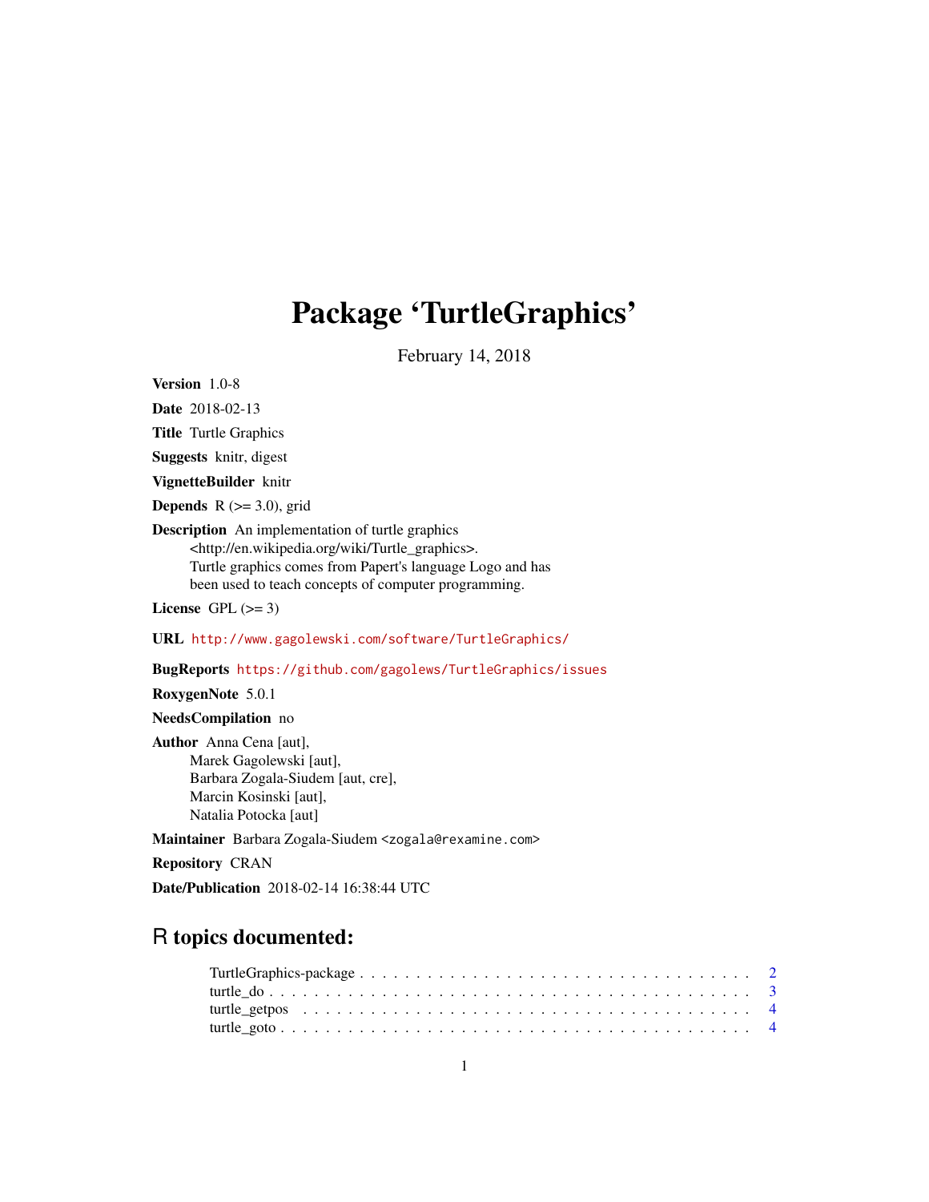# Package 'TurtleGraphics'

February 14, 2018

**Version** 1.0-8

**Date** 2018-02-13

**Title** Turtle Graphics

**Suggests** knitr, digest

**VignetteBuilder** knitr

**Depends** R (>= 3.0), grid

**Description** An implementation of turtle graphics <http://en.wikipedia.org/wiki/Turtle_graphics>. Turtle graphics comes from Papert's language Logo and has been used to teach concepts of computer programming.

**License** GPL (>= 3)

**URL** http://www.gagolewski.com/software/TurtleGraphics/

**BugReports** https://github.com/gagolews/TurtleGraphics/issues

**RoxygenNote** 5.0.1

**NeedsCompilation** no

**Author** Anna Cena [aut],
Marek Gagolewski [aut],
Barbara Zogala-Siudem [aut, cre],
Marcin Kosinski [aut],
Natalia Potocka [aut]

**Maintainer** Barbara Zogala-Siudem <zogala@rexamine.com>

**Repository** CRAN

**Date/Publication** 2018-02-14 16:38:44 UTC

## R topics documented:

- TurtleGraphics-package . . . . . . . . . . . . . . . . . . . . . . . . . . . . . . . . . . 2
- turtle_do . . . . . . . . . . . . . . . . . . . . . . . . . . . . . . . . . . . . . . . . . . . 3
- turtle_getpos . . . . . . . . . . . . . . . . . . . . . . . . . . . . . . . . . . . . . . . . 4
- turtle_goto . . . . . . . . . . . . . . . . . . . . . . . . . . . . . . . . . . . . . . . . . 4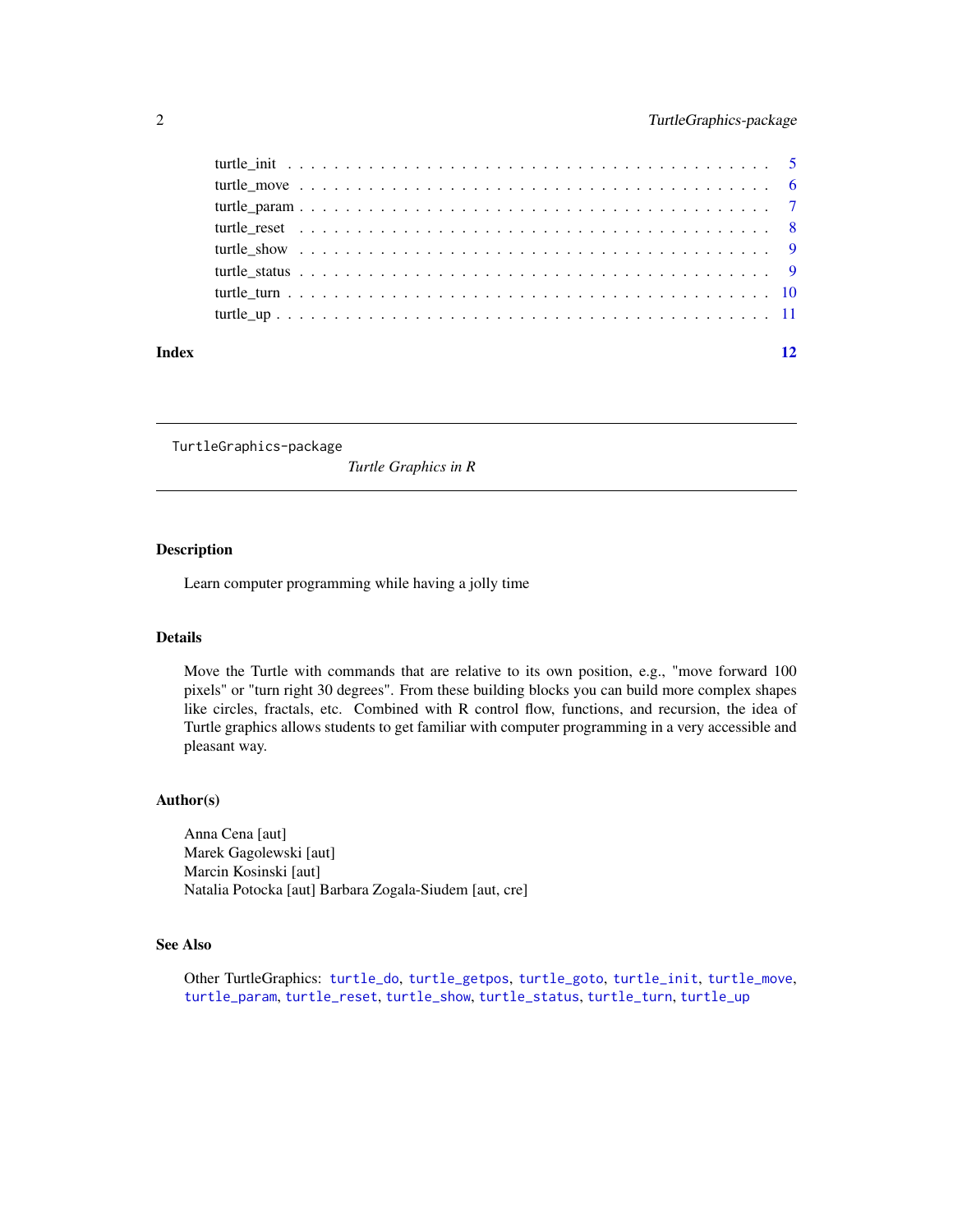turtle_init . . . . . . . . . . . . . . . . . . . . . . . . . . . . . . . . . . . . . . . 5
turtle_move . . . . . . . . . . . . . . . . . . . . . . . . . . . . . . . . . . . . . . . 6
turtle_param . . . . . . . . . . . . . . . . . . . . . . . . . . . . . . . . . . . . . . . 7
turtle_reset . . . . . . . . . . . . . . . . . . . . . . . . . . . . . . . . . . . . . . . 8
turtle_show . . . . . . . . . . . . . . . . . . . . . . . . . . . . . . . . . . . . . . . 9
turtle_status . . . . . . . . . . . . . . . . . . . . . . . . . . . . . . . . . . . . . . . 9
turtle_turn . . . . . . . . . . . . . . . . . . . . . . . . . . . . . . . . . . . . . . . 10
turtle_up . . . . . . . . . . . . . . . . . . . . . . . . . . . . . . . . . . . . . . . 11

**Index** **12**

---

`TurtleGraphics-package` *Turtle Graphics in R*

---

### Description

Learn computer programming while having a jolly time

### Details

Move the Turtle with commands that are relative to its own position, e.g., "move forward 100 pixels" or "turn right 30 degrees". From these building blocks you can build more complex shapes like circles, fractals, etc. Combined with R control flow, functions, and recursion, the idea of Turtle graphics allows students to get familiar with computer programming in a very accessible and pleasant way.

### Author(s)

Anna Cena [aut]
Marek Gagolewski [aut]
Marcin Kosinski [aut]
Natalia Potocka [aut] Barbara Zogala-Siudem [aut, cre]

### See Also

Other TurtleGraphics: `turtle_do`, `turtle_getpos`, `turtle_goto`, `turtle_init`, `turtle_move`, `turtle_param`, `turtle_reset`, `turtle_show`, `turtle_status`, `turtle_turn`, `turtle_up`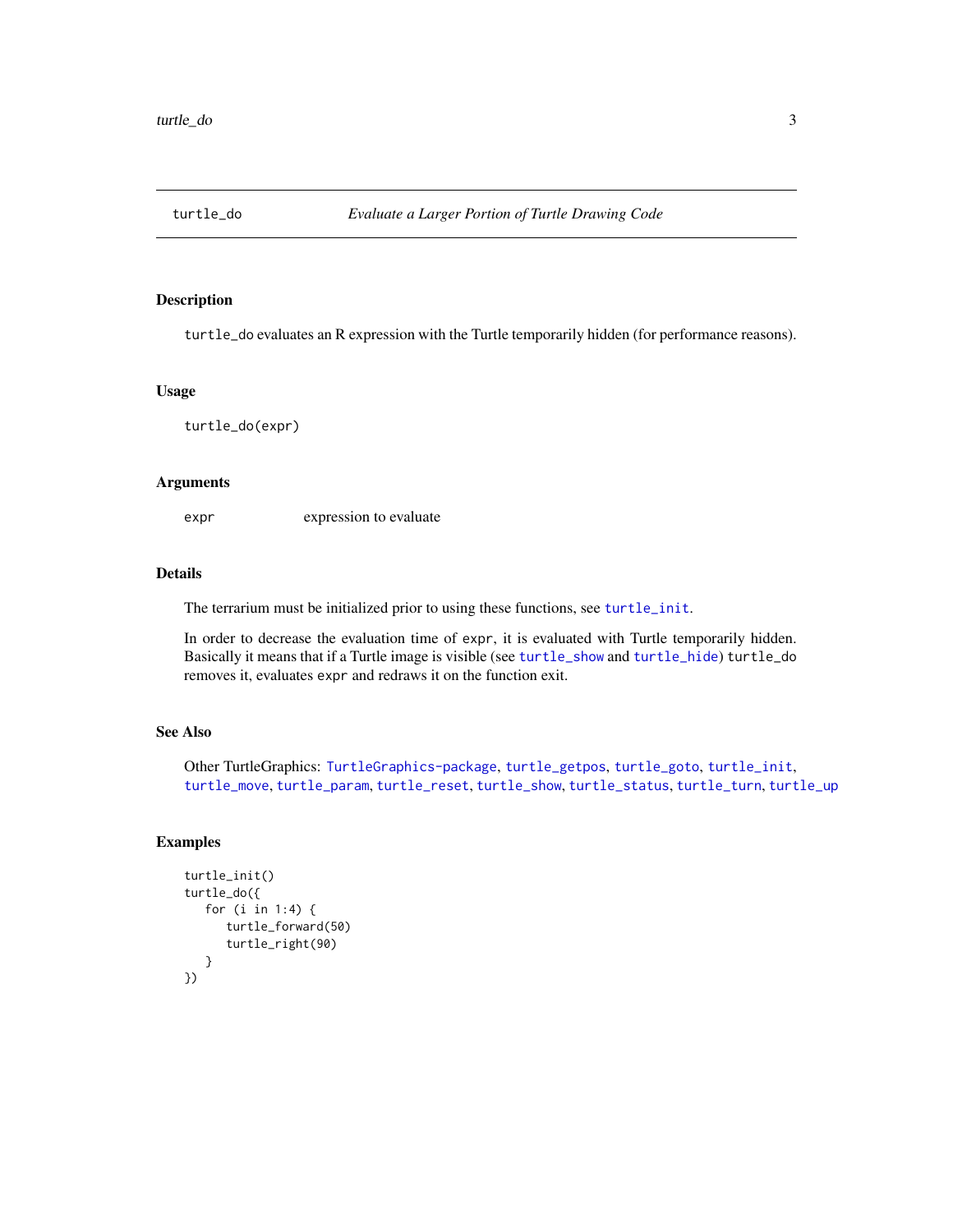# turtle_do — *Evaluate a Larger Portion of Turtle Drawing Code*

## Description

`turtle_do` evaluates an R expression with the Turtle temporarily hidden (for performance reasons).

## Usage

```
turtle_do(expr)
```

## Arguments

| | |
|---|---|
| `expr` | expression to evaluate |

## Details

The terrarium must be initialized prior to using these functions, see `turtle_init`.

In order to decrease the evaluation time of `expr`, it is evaluated with Turtle temporarily hidden. Basically it means that if a Turtle image is visible (see `turtle_show` and `turtle_hide`) `turtle_do` removes it, evaluates `expr` and redraws it on the function exit.

## See Also

Other TurtleGraphics: `TurtleGraphics-package`, `turtle_getpos`, `turtle_goto`, `turtle_init`, `turtle_move`, `turtle_param`, `turtle_reset`, `turtle_show`, `turtle_status`, `turtle_turn`, `turtle_up`

## Examples

```
turtle_init()
turtle_do({
   for (i in 1:4) {
      turtle_forward(50)
      turtle_right(90)
   }
})
```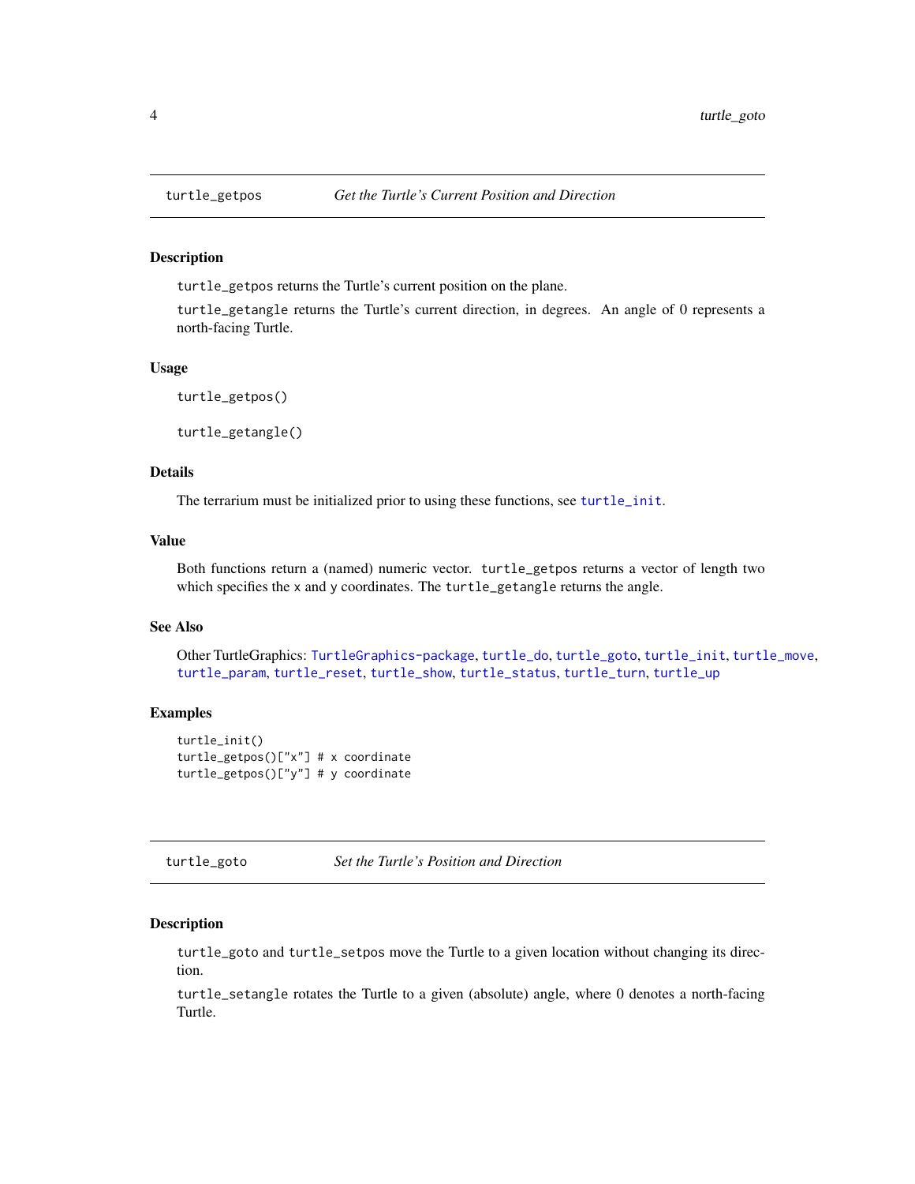## turtle_getpos — *Get the Turtle's Current Position and Direction*

### Description

`turtle_getpos` returns the Turtle's current position on the plane.

`turtle_getangle` returns the Turtle's current direction, in degrees. An angle of 0 represents a north-facing Turtle.

### Usage

```
turtle_getpos()

turtle_getangle()
```

### Details

The terrarium must be initialized prior to using these functions, see `turtle_init`.

### Value

Both functions return a (named) numeric vector. `turtle_getpos` returns a vector of length two which specifies the `x` and `y` coordinates. The `turtle_getangle` returns the angle.

### See Also

Other TurtleGraphics: `TurtleGraphics-package`, `turtle_do`, `turtle_goto`, `turtle_init`, `turtle_move`, `turtle_param`, `turtle_reset`, `turtle_show`, `turtle_status`, `turtle_turn`, `turtle_up`

### Examples

```
turtle_init()
turtle_getpos()["x"] # x coordinate
turtle_getpos()["y"] # y coordinate
```

## turtle_goto — *Set the Turtle's Position and Direction*

### Description

`turtle_goto` and `turtle_setpos` move the Turtle to a given location without changing its direction.

`turtle_setangle` rotates the Turtle to a given (absolute) angle, where 0 denotes a north-facing Turtle.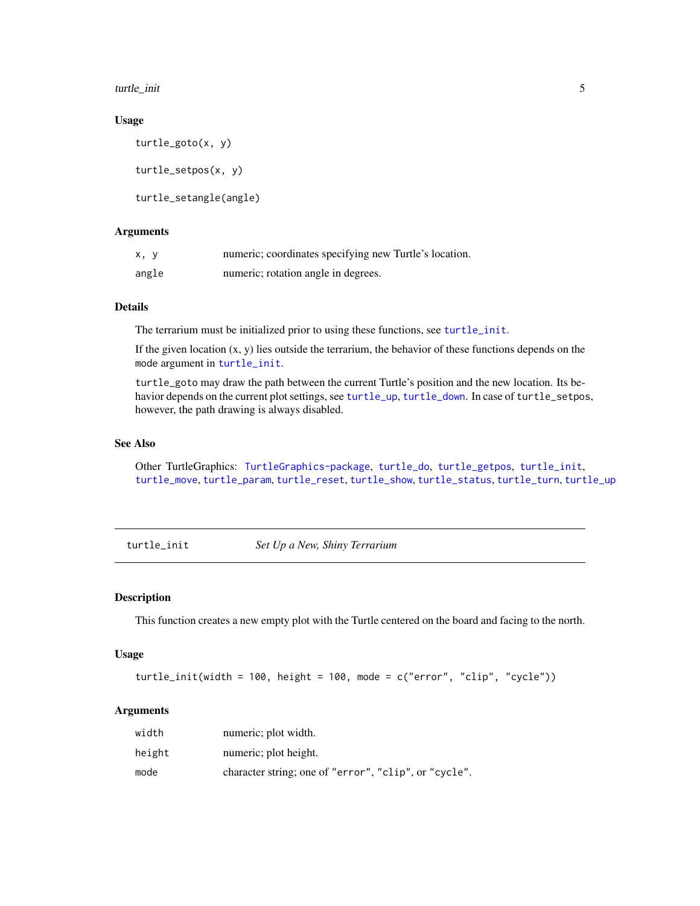### Usage

```
turtle_goto(x, y)

turtle_setpos(x, y)

turtle_setangle(angle)
```

### Arguments

| | |
|---|---|
| x, y | numeric; coordinates specifying new Turtle's location. |
| angle | numeric; rotation angle in degrees. |

### Details

The terrarium must be initialized prior to using these functions, see turtle_init.

If the given location (x, y) lies outside the terrarium, the behavior of these functions depends on the mode argument in turtle_init.

turtle_goto may draw the path between the current Turtle's position and the new location. Its behavior depends on the current plot settings, see turtle_up, turtle_down. In case of turtle_setpos, however, the path drawing is always disabled.

### See Also

Other TurtleGraphics: TurtleGraphics-package, turtle_do, turtle_getpos, turtle_init, turtle_move, turtle_param, turtle_reset, turtle_show, turtle_status, turtle_turn, turtle_up

---

## turtle_init &nbsp;&nbsp;&nbsp; *Set Up a New, Shiny Terrarium*

### Description

This function creates a new empty plot with the Turtle centered on the board and facing to the north.

### Usage

```
turtle_init(width = 100, height = 100, mode = c("error", "clip", "cycle"))
```

### Arguments

| | |
|---|---|
| width | numeric; plot width. |
| height | numeric; plot height. |
| mode | character string; one of "error", "clip", or "cycle". |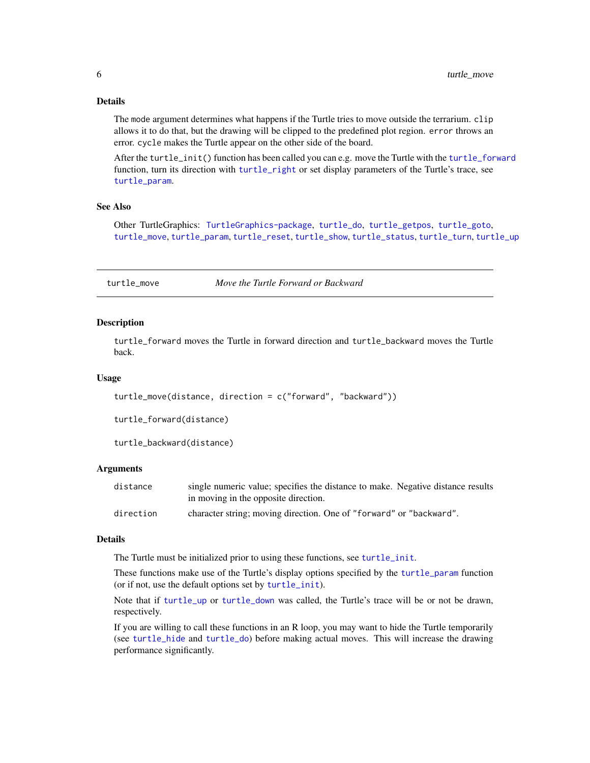### Details

The mode argument determines what happens if the Turtle tries to move outside the terrarium. clip allows it to do that, but the drawing will be clipped to the predefined plot region. error throws an error. cycle makes the Turtle appear on the other side of the board.

After the turtle_init() function has been called you can e.g. move the Turtle with the turtle_forward function, turn its direction with turtle_right or set display parameters of the Turtle's trace, see turtle_param.

### See Also

Other TurtleGraphics: TurtleGraphics-package, turtle_do, turtle_getpos, turtle_goto, turtle_move, turtle_param, turtle_reset, turtle_show, turtle_status, turtle_turn, turtle_up

---

## turtle_move — *Move the Turtle Forward or Backward*

### Description

turtle_forward moves the Turtle in forward direction and turtle_backward moves the Turtle back.

### Usage

```
turtle_move(distance, direction = c("forward", "backward"))

turtle_forward(distance)

turtle_backward(distance)
```

### Arguments

| | |
|---|---|
| distance | single numeric value; specifies the distance to make. Negative distance results in moving in the opposite direction. |
| direction | character string; moving direction. One of "forward" or "backward". |

### Details

The Turtle must be initialized prior to using these functions, see turtle_init.

These functions make use of the Turtle's display options specified by the turtle_param function (or if not, use the default options set by turtle_init).

Note that if turtle_up or turtle_down was called, the Turtle's trace will be or not be drawn, respectively.

If you are willing to call these functions in an R loop, you may want to hide the Turtle temporarily (see turtle_hide and turtle_do) before making actual moves. This will increase the drawing performance significantly.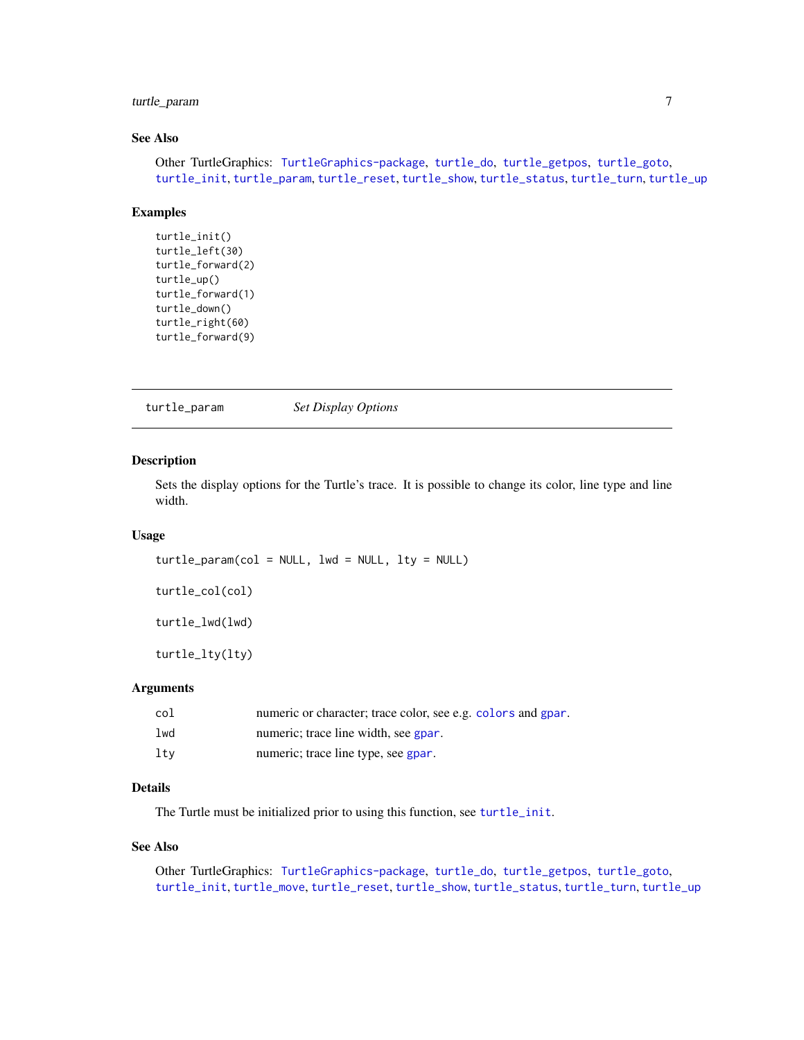### See Also

Other TurtleGraphics: TurtleGraphics-package, turtle_do, turtle_getpos, turtle_goto, turtle_init, turtle_param, turtle_reset, turtle_show, turtle_status, turtle_turn, turtle_up

### Examples

```
turtle_init()
turtle_left(30)
turtle_forward(2)
turtle_up()
turtle_forward(1)
turtle_down()
turtle_right(60)
turtle_forward(9)
```

---

## turtle_param *Set Display Options*

---

### Description

Sets the display options for the Turtle's trace. It is possible to change its color, line type and line width.

### Usage

```
turtle_param(col = NULL, lwd = NULL, lty = NULL)

turtle_col(col)

turtle_lwd(lwd)

turtle_lty(lty)
```

### Arguments

| | |
|---|---|
| col | numeric or character; trace color, see e.g. colors and gpar. |
| lwd | numeric; trace line width, see gpar. |
| lty | numeric; trace line type, see gpar. |

### Details

The Turtle must be initialized prior to using this function, see turtle_init.

### See Also

Other TurtleGraphics: TurtleGraphics-package, turtle_do, turtle_getpos, turtle_goto, turtle_init, turtle_move, turtle_reset, turtle_show, turtle_status, turtle_turn, turtle_up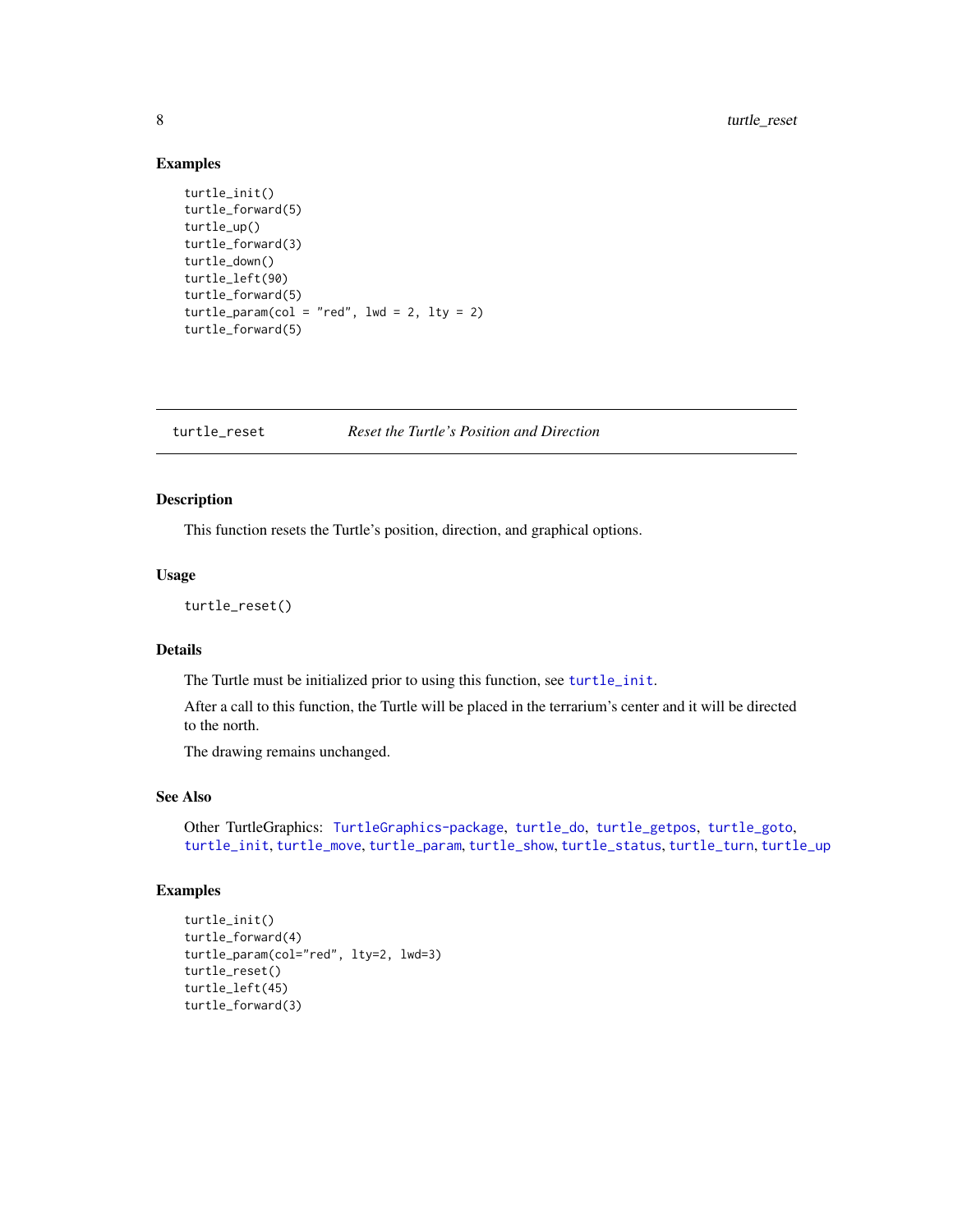## Examples

```
turtle_init()
turtle_forward(5)
turtle_up()
turtle_forward(3)
turtle_down()
turtle_left(90)
turtle_forward(5)
turtle_param(col = "red", lwd = 2, lty = 2)
turtle_forward(5)
```

---

turtle_reset *Reset the Turtle's Position and Direction*

---

## Description

This function resets the Turtle's position, direction, and graphical options.

## Usage

```
turtle_reset()
```

## Details

The Turtle must be initialized prior to using this function, see turtle_init.

After a call to this function, the Turtle will be placed in the terrarium's center and it will be directed to the north.

The drawing remains unchanged.

## See Also

Other TurtleGraphics: TurtleGraphics-package, turtle_do, turtle_getpos, turtle_goto, turtle_init, turtle_move, turtle_param, turtle_show, turtle_status, turtle_turn, turtle_up

## Examples

```
turtle_init()
turtle_forward(4)
turtle_param(col="red", lty=2, lwd=3)
turtle_reset()
turtle_left(45)
turtle_forward(3)
```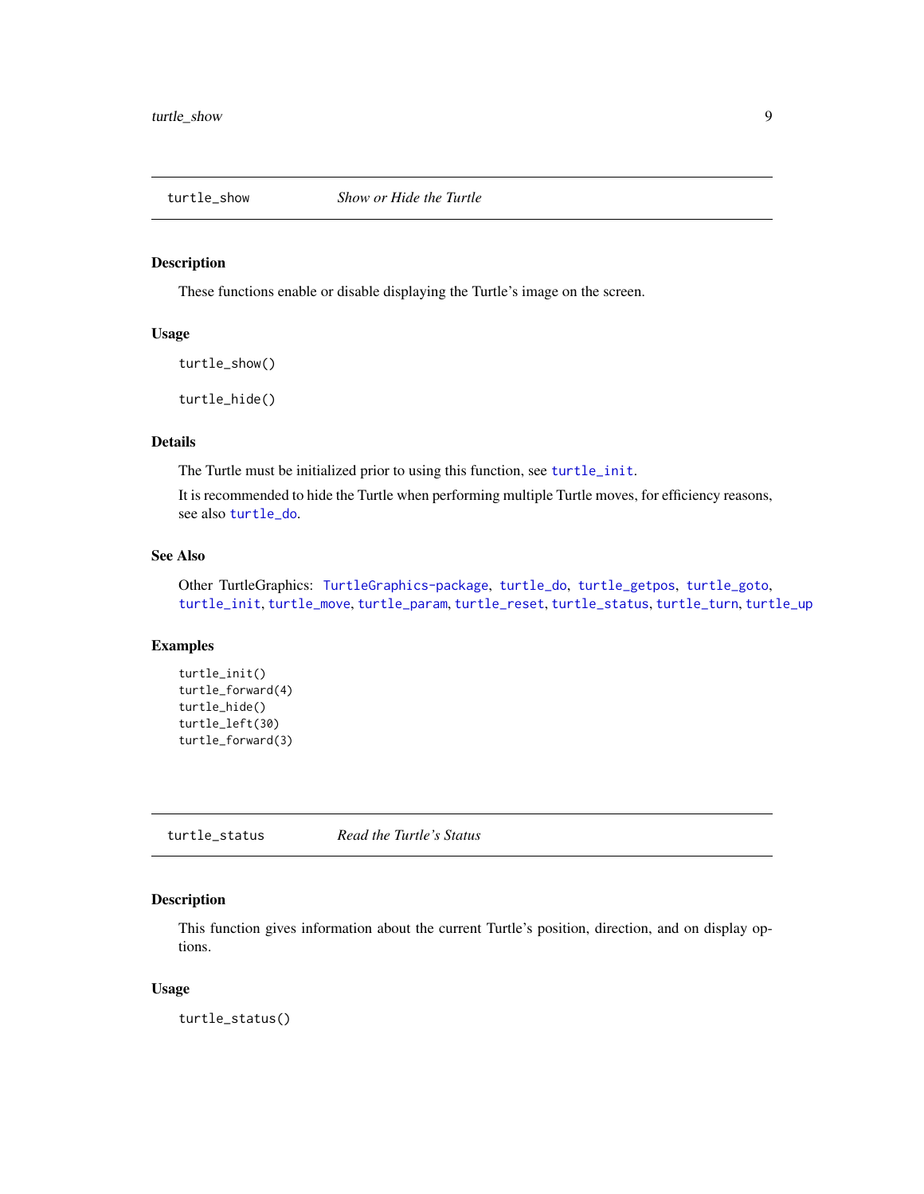## turtle_show — *Show or Hide the Turtle*

### Description

These functions enable or disable displaying the Turtle's image on the screen.

### Usage

```
turtle_show()

turtle_hide()
```

### Details

The Turtle must be initialized prior to using this function, see turtle_init.

It is recommended to hide the Turtle when performing multiple Turtle moves, for efficiency reasons, see also turtle_do.

### See Also

Other TurtleGraphics: TurtleGraphics-package, turtle_do, turtle_getpos, turtle_goto, turtle_init, turtle_move, turtle_param, turtle_reset, turtle_status, turtle_turn, turtle_up

### Examples

```
turtle_init()
turtle_forward(4)
turtle_hide()
turtle_left(30)
turtle_forward(3)
```

## turtle_status — *Read the Turtle's Status*

### Description

This function gives information about the current Turtle's position, direction, and on display options.

### Usage

```
turtle_status()
```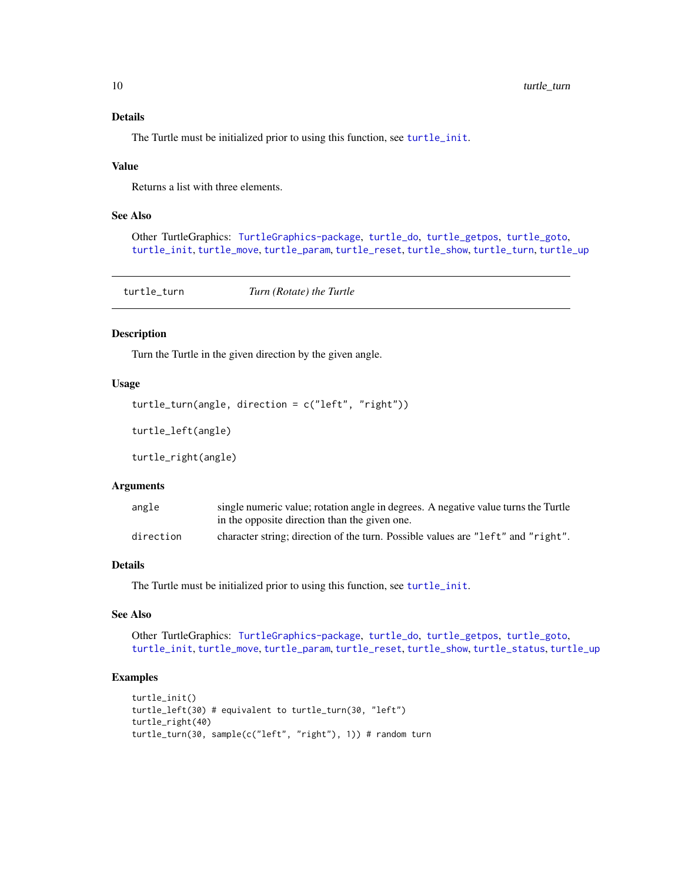### Details

The Turtle must be initialized prior to using this function, see turtle_init.

### Value

Returns a list with three elements.

### See Also

Other TurtleGraphics: TurtleGraphics-package, turtle_do, turtle_getpos, turtle_goto, turtle_init, turtle_move, turtle_param, turtle_reset, turtle_show, turtle_turn, turtle_up

---

## turtle_turn *Turn (Rotate) the Turtle*

---

### Description

Turn the Turtle in the given direction by the given angle.

### Usage

```
turtle_turn(angle, direction = c("left", "right"))

turtle_left(angle)

turtle_right(angle)
```

### Arguments

| | |
|---|---|
| angle | single numeric value; rotation angle in degrees. A negative value turns the Turtle in the opposite direction than the given one. |
| direction | character string; direction of the turn. Possible values are "left" and "right". |

### Details

The Turtle must be initialized prior to using this function, see turtle_init.

### See Also

Other TurtleGraphics: TurtleGraphics-package, turtle_do, turtle_getpos, turtle_goto, turtle_init, turtle_move, turtle_param, turtle_reset, turtle_show, turtle_status, turtle_up

### Examples

```
turtle_init()
turtle_left(30) # equivalent to turtle_turn(30, "left")
turtle_right(40)
turtle_turn(30, sample(c("left", "right"), 1)) # random turn
```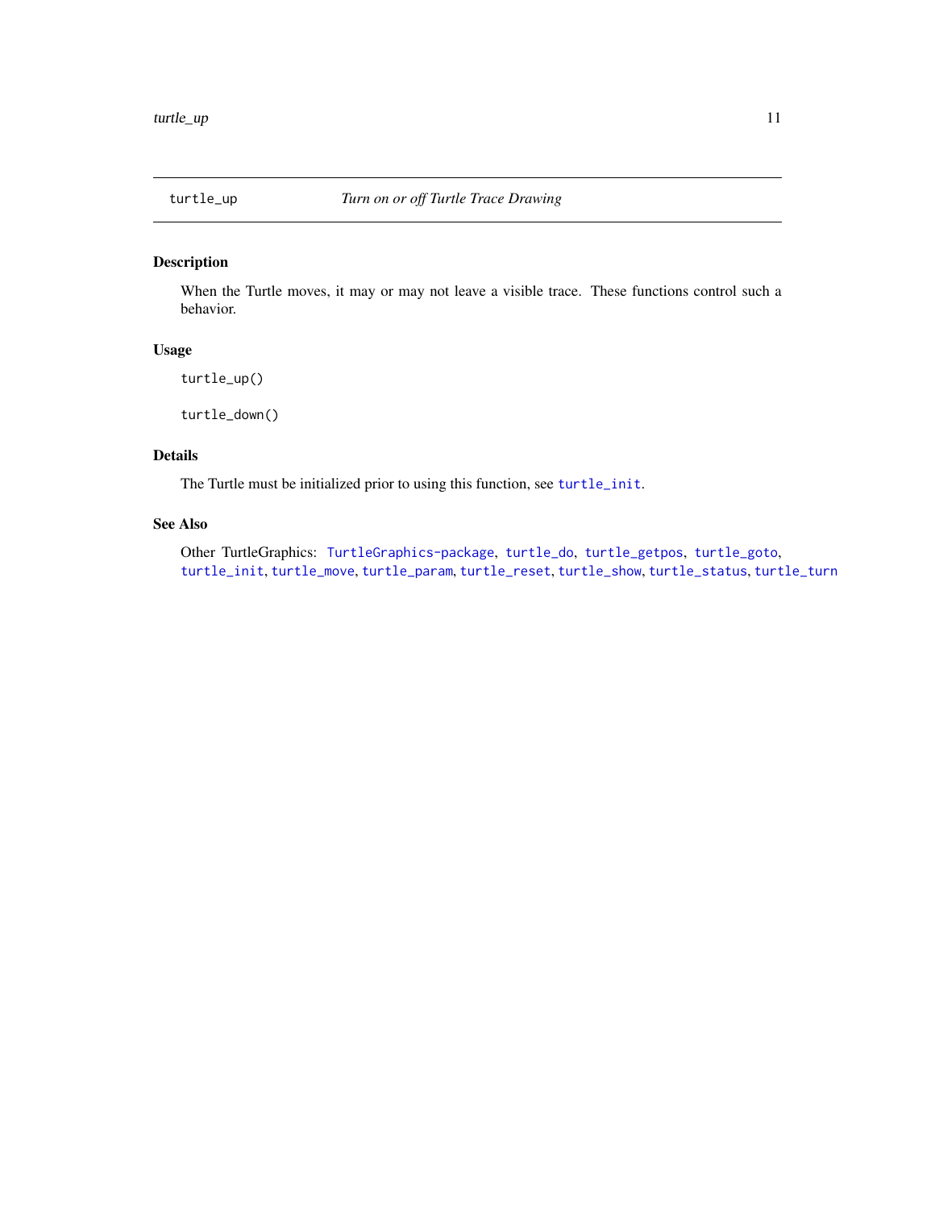## turtle_up — *Turn on or off Turtle Trace Drawing*

### Description

When the Turtle moves, it may or may not leave a visible trace. These functions control such a behavior.

### Usage

```
turtle_up()

turtle_down()
```

### Details

The Turtle must be initialized prior to using this function, see `turtle_init`.

### See Also

Other TurtleGraphics: `TurtleGraphics-package`, `turtle_do`, `turtle_getpos`, `turtle_goto`, `turtle_init`, `turtle_move`, `turtle_param`, `turtle_reset`, `turtle_show`, `turtle_status`, `turtle_turn`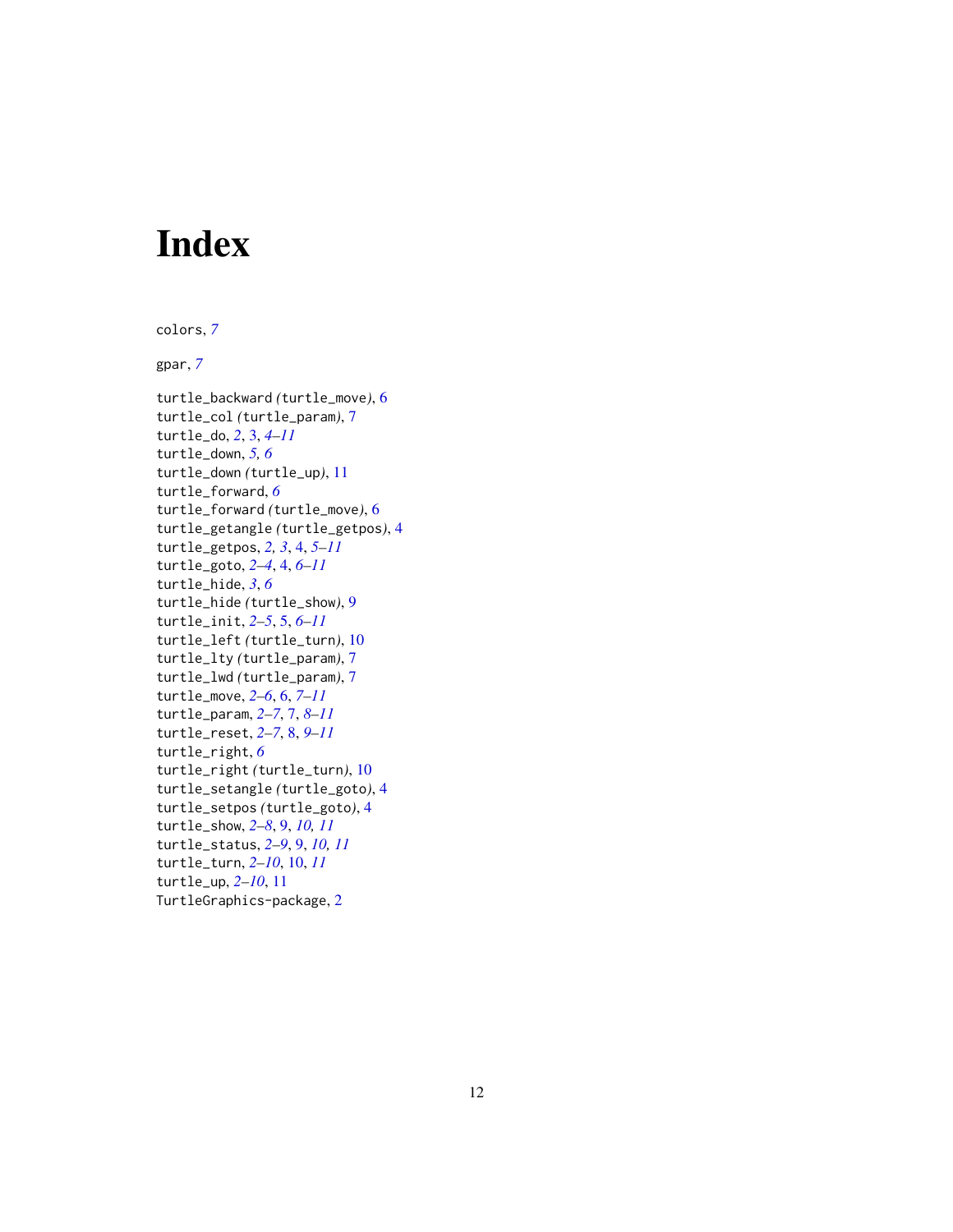# Index

colors, *7*

gpar, *7*

turtle_backward (turtle_move), 6
turtle_col (turtle_param), 7
turtle_do, *2*, 3, *4–11*
turtle_down, *5, 6*
turtle_down (turtle_up), 11
turtle_forward, *6*
turtle_forward (turtle_move), 6
turtle_getangle (turtle_getpos), 4
turtle_getpos, *2, 3*, 4, *5–11*
turtle_goto, *2–4*, 4, *6–11*
turtle_hide, *3*, *6*
turtle_hide (turtle_show), 9
turtle_init, *2–5*, 5, *6–11*
turtle_left (turtle_turn), 10
turtle_lty (turtle_param), 7
turtle_lwd (turtle_param), 7
turtle_move, *2–6*, 6, *7–11*
turtle_param, *2–7*, 7, *8–11*
turtle_reset, *2–7*, 8, *9–11*
turtle_right, *6*
turtle_right (turtle_turn), 10
turtle_setangle (turtle_goto), 4
turtle_setpos (turtle_goto), 4
turtle_show, *2–8*, 9, *10, 11*
turtle_status, *2–9*, 9, *10, 11*
turtle_turn, *2–10*, 10, *11*
turtle_up, *2–10*, 11
TurtleGraphics-package, 2